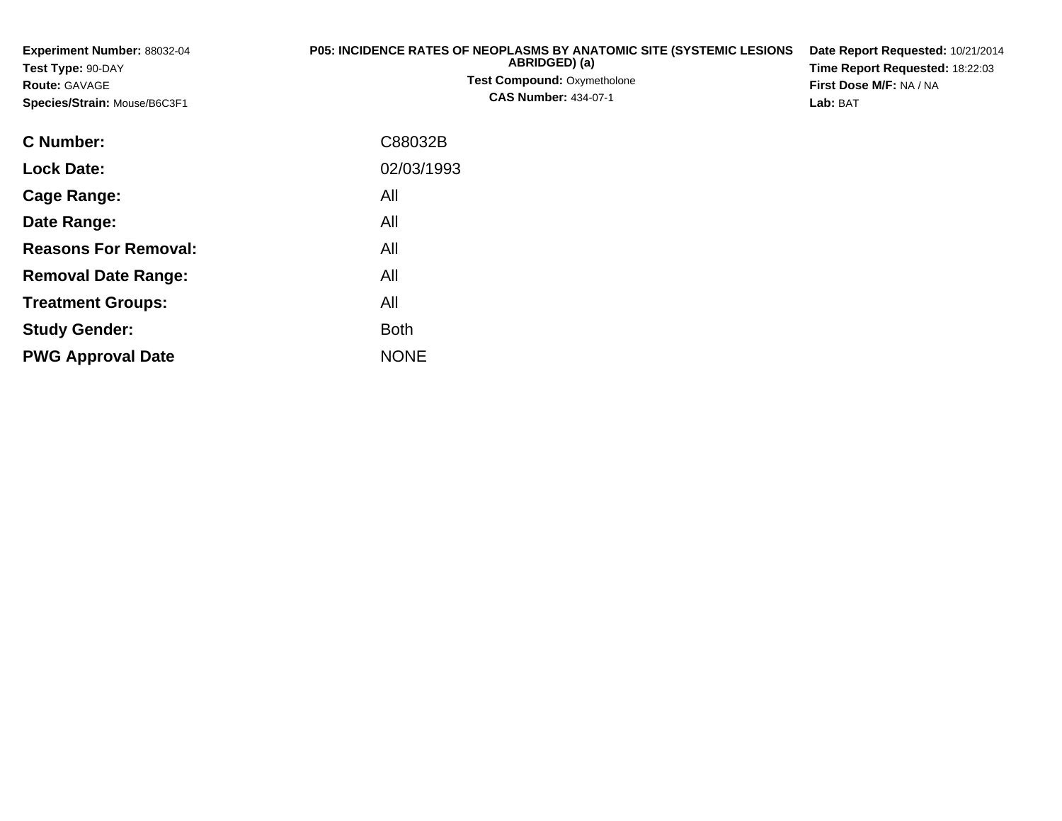**Experiment Number:** 88032-04
**Test Type:** 90-DAY
**Route:** GAVAGE
**Species/Strain:** Mouse/B6C3F1

**P05: INCIDENCE RATES OF NEOPLASMS BY ANATOMIC SITE (SYSTEMIC LESIONS ABRIDGED) (a)**
**Test Compound:** Oxymetholone
**CAS Number:** 434-07-1

**Date Report Requested:** 10/21/2014
**Time Report Requested:** 18:22:03
**First Dose M/F:** NA / NA
**Lab:** BAT

| | |
|---|---|
| **C Number:** | C88032B |
| **Lock Date:** | 02/03/1993 |
| **Cage Range:** | All |
| **Date Range:** | All |
| **Reasons For Removal:** | All |
| **Removal Date Range:** | All |
| **Treatment Groups:** | All |
| **Study Gender:** | Both |
| **PWG Approval Date** | NONE |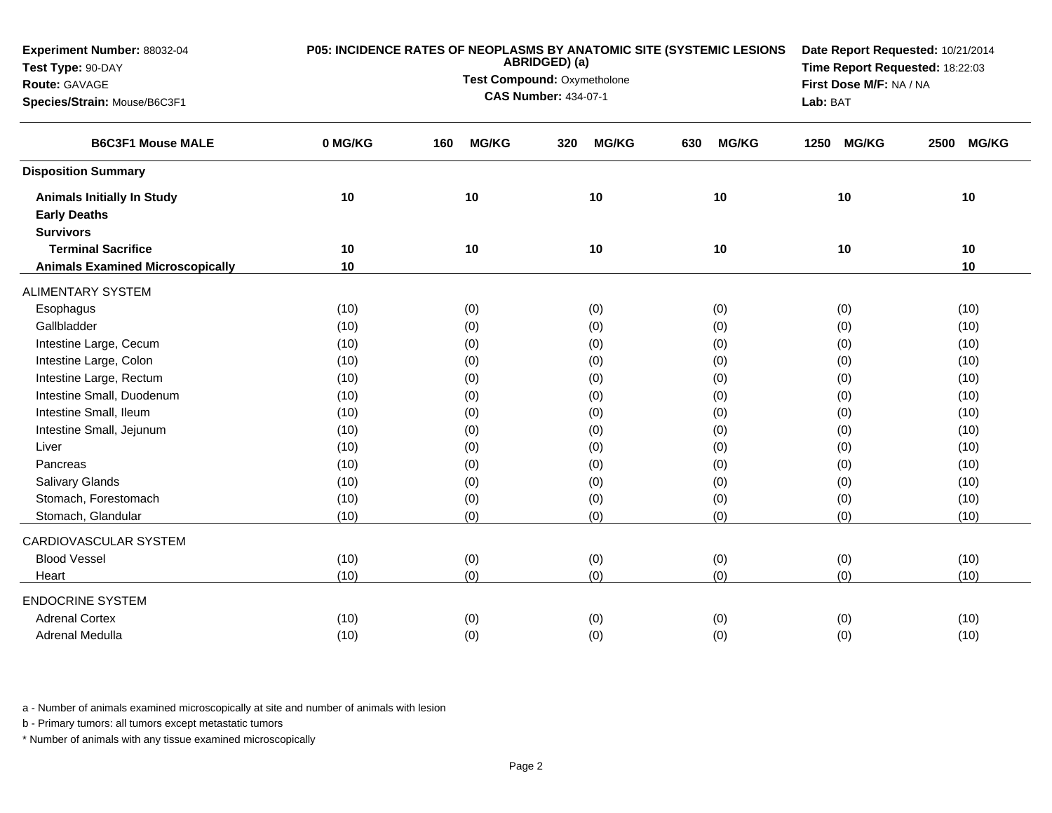**Experiment Number:** 88032-04
**Test Type:** 90-DAY
**Route:** GAVAGE
**Species/Strain:** Mouse/B6C3F1

**P05: INCIDENCE RATES OF NEOPLASMS BY ANATOMIC SITE (SYSTEMIC LESIONS ABRIDGED) (a)**
**Test Compound:** Oxymetholone
**CAS Number:** 434-07-1

**Date Report Requested:** 10/21/2014
**Time Report Requested:** 18:22:03
**First Dose M/F:** NA / NA
**Lab:** BAT

| B6C3F1 Mouse MALE | 0 MG/KG | 160 MG/KG | 320 MG/KG | 630 MG/KG | 1250 MG/KG | 2500 MG/KG |
|---|---|---|---|---|---|---|
| **Disposition Summary** | | | | | | |
| **Animals Initially In Study** | 10 | 10 | 10 | 10 | 10 | 10 |
| **Early Deaths** | | | | | | |
| **Survivors** | | | | | | |
| **Terminal Sacrifice** | 10 | 10 | 10 | 10 | 10 | 10 |
| **Animals Examined Microscopically** | 10 | | | | | 10 |
| ALIMENTARY SYSTEM | | | | | | |
| Esophagus | (10) | (0) | (0) | (0) | (0) | (10) |
| Gallbladder | (10) | (0) | (0) | (0) | (0) | (10) |
| Intestine Large, Cecum | (10) | (0) | (0) | (0) | (0) | (10) |
| Intestine Large, Colon | (10) | (0) | (0) | (0) | (0) | (10) |
| Intestine Large, Rectum | (10) | (0) | (0) | (0) | (0) | (10) |
| Intestine Small, Duodenum | (10) | (0) | (0) | (0) | (0) | (10) |
| Intestine Small, Ileum | (10) | (0) | (0) | (0) | (0) | (10) |
| Intestine Small, Jejunum | (10) | (0) | (0) | (0) | (0) | (10) |
| Liver | (10) | (0) | (0) | (0) | (0) | (10) |
| Pancreas | (10) | (0) | (0) | (0) | (0) | (10) |
| Salivary Glands | (10) | (0) | (0) | (0) | (0) | (10) |
| Stomach, Forestomach | (10) | (0) | (0) | (0) | (0) | (10) |
| Stomach, Glandular | (10) | (0) | (0) | (0) | (0) | (10) |
| CARDIOVASCULAR SYSTEM | | | | | | |
| Blood Vessel | (10) | (0) | (0) | (0) | (0) | (10) |
| Heart | (10) | (0) | (0) | (0) | (0) | (10) |
| ENDOCRINE SYSTEM | | | | | | |
| Adrenal Cortex | (10) | (0) | (0) | (0) | (0) | (10) |
| Adrenal Medulla | (10) | (0) | (0) | (0) | (0) | (10) |

a - Number of animals examined microscopically at site and number of animals with lesion

b - Primary tumors: all tumors except metastatic tumors

* Number of animals with any tissue examined microscopically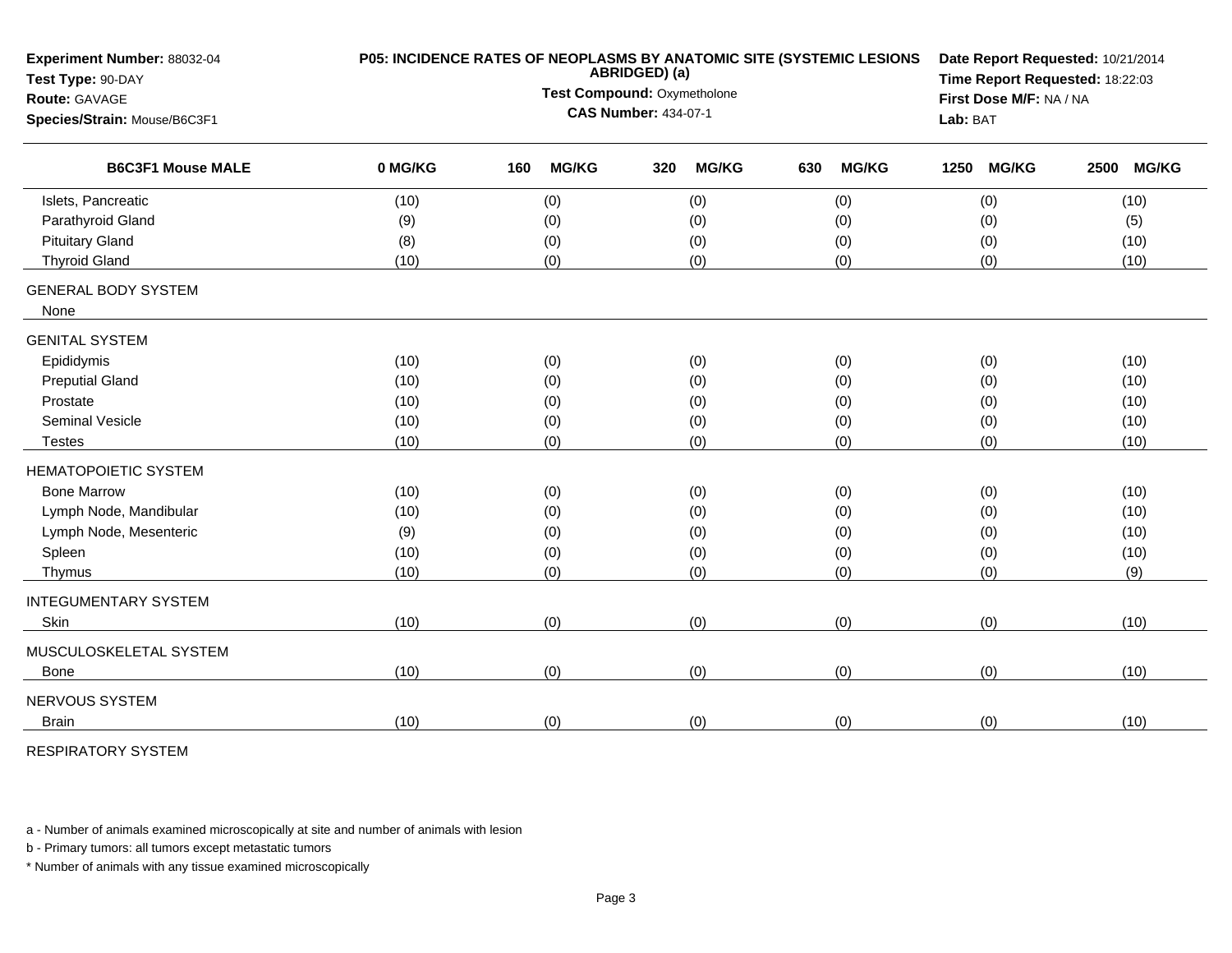**Experiment Number:** 88032-04
**Test Type:** 90-DAY
**Route:** GAVAGE
**Species/Strain:** Mouse/B6C3F1

**P05: INCIDENCE RATES OF NEOPLASMS BY ANATOMIC SITE (SYSTEMIC LESIONS ABRIDGED) (a)**
**Test Compound:** Oxymetholone
**CAS Number:** 434-07-1

**Date Report Requested:** 10/21/2014
**Time Report Requested:** 18:22:03
**First Dose M/F:** NA / NA
**Lab:** BAT

| B6C3F1 Mouse MALE | 0 MG/KG | 160 MG/KG | 320 MG/KG | 630 MG/KG | 1250 MG/KG | 2500 MG/KG |
|---|---|---|---|---|---|---|
| Islets, Pancreatic | (10) | (0) | (0) | (0) | (0) | (10) |
| Parathyroid Gland | (9) | (0) | (0) | (0) | (0) | (5) |
| Pituitary Gland | (8) | (0) | (0) | (0) | (0) | (10) |
| Thyroid Gland | (10) | (0) | (0) | (0) | (0) | (10) |
| GENERAL BODY SYSTEM | | | | | | |
| None | | | | | | |
| GENITAL SYSTEM | | | | | | |
| Epididymis | (10) | (0) | (0) | (0) | (0) | (10) |
| Preputial Gland | (10) | (0) | (0) | (0) | (0) | (10) |
| Prostate | (10) | (0) | (0) | (0) | (0) | (10) |
| Seminal Vesicle | (10) | (0) | (0) | (0) | (0) | (10) |
| Testes | (10) | (0) | (0) | (0) | (0) | (10) |
| HEMATOPOIETIC SYSTEM | | | | | | |
| Bone Marrow | (10) | (0) | (0) | (0) | (0) | (10) |
| Lymph Node, Mandibular | (10) | (0) | (0) | (0) | (0) | (10) |
| Lymph Node, Mesenteric | (9) | (0) | (0) | (0) | (0) | (10) |
| Spleen | (10) | (0) | (0) | (0) | (0) | (10) |
| Thymus | (10) | (0) | (0) | (0) | (0) | (9) |
| INTEGUMENTARY SYSTEM | | | | | | |
| Skin | (10) | (0) | (0) | (0) | (0) | (10) |
| MUSCULOSKELETAL SYSTEM | | | | | | |
| Bone | (10) | (0) | (0) | (0) | (0) | (10) |
| NERVOUS SYSTEM | | | | | | |
| Brain | (10) | (0) | (0) | (0) | (0) | (10) |
| RESPIRATORY SYSTEM | | | | | | |

a - Number of animals examined microscopically at site and number of animals with lesion

b - Primary tumors: all tumors except metastatic tumors

* Number of animals with any tissue examined microscopically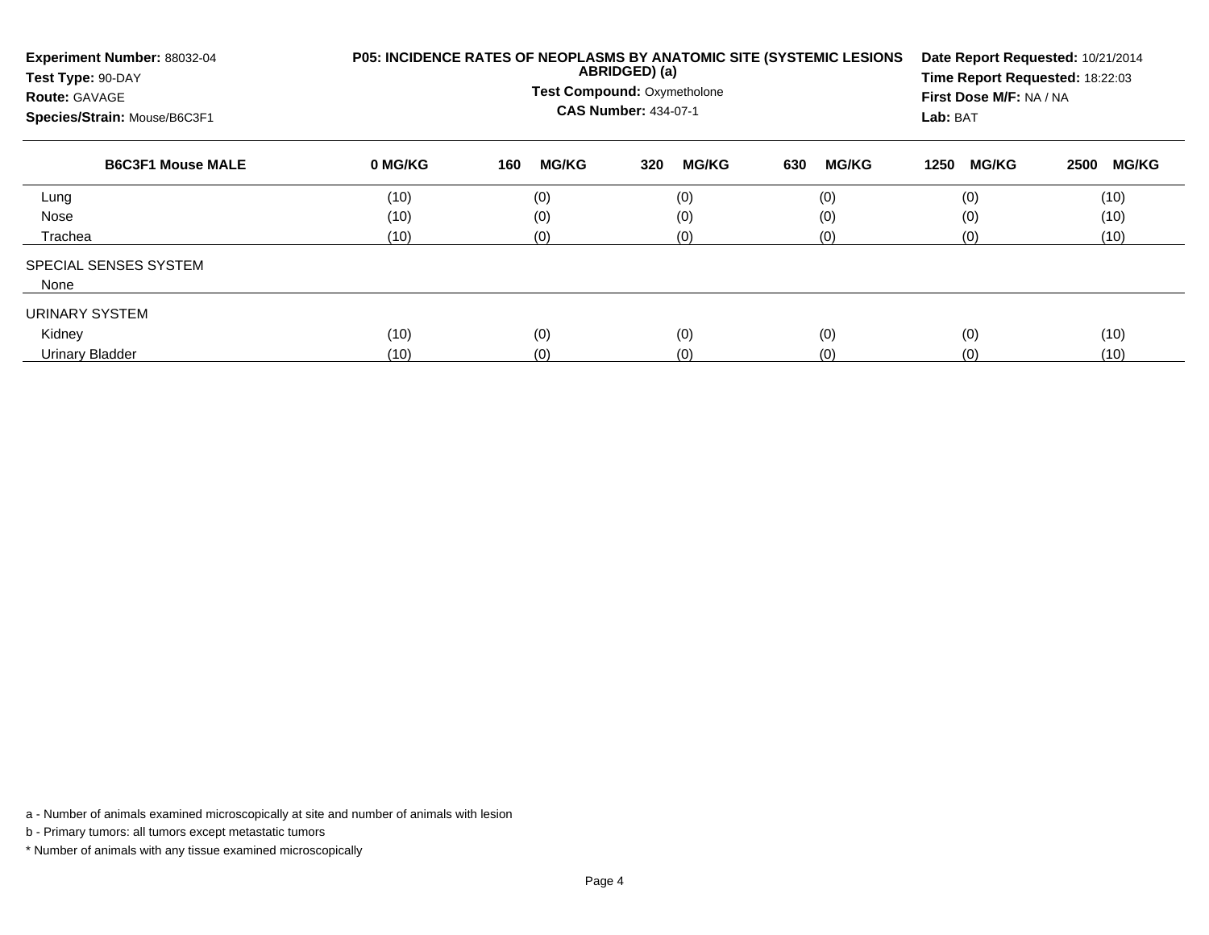**Experiment Number:** 88032-04
**Test Type:** 90-DAY
**Route:** GAVAGE
**Species/Strain:** Mouse/B6C3F1

**P05: INCIDENCE RATES OF NEOPLASMS BY ANATOMIC SITE (SYSTEMIC LESIONS ABRIDGED) (a)**

**Test Compound:** Oxymetholone
**CAS Number:** 434-07-1

**Date Report Requested:** 10/21/2014
**Time Report Requested:** 18:22:03
**First Dose M/F:** NA / NA
**Lab:** BAT

| B6C3F1 Mouse MALE | 0 MG/KG | 160 MG/KG | 320 MG/KG | 630 MG/KG | 1250 MG/KG | 2500 MG/KG |
|---|---|---|---|---|---|---|
| Lung | (10) | (0) | (0) | (0) | (0) | (10) |
| Nose | (10) | (0) | (0) | (0) | (0) | (10) |
| Trachea | (10) | (0) | (0) | (0) | (0) | (10) |
| SPECIAL SENSES SYSTEM | | | | | | |
| None | | | | | | |
| URINARY SYSTEM | | | | | | |
| Kidney | (10) | (0) | (0) | (0) | (0) | (10) |
| Urinary Bladder | (10) | (0) | (0) | (0) | (0) | (10) |

a - Number of animals examined microscopically at site and number of animals with lesion

b - Primary tumors: all tumors except metastatic tumors

* Number of animals with any tissue examined microscopically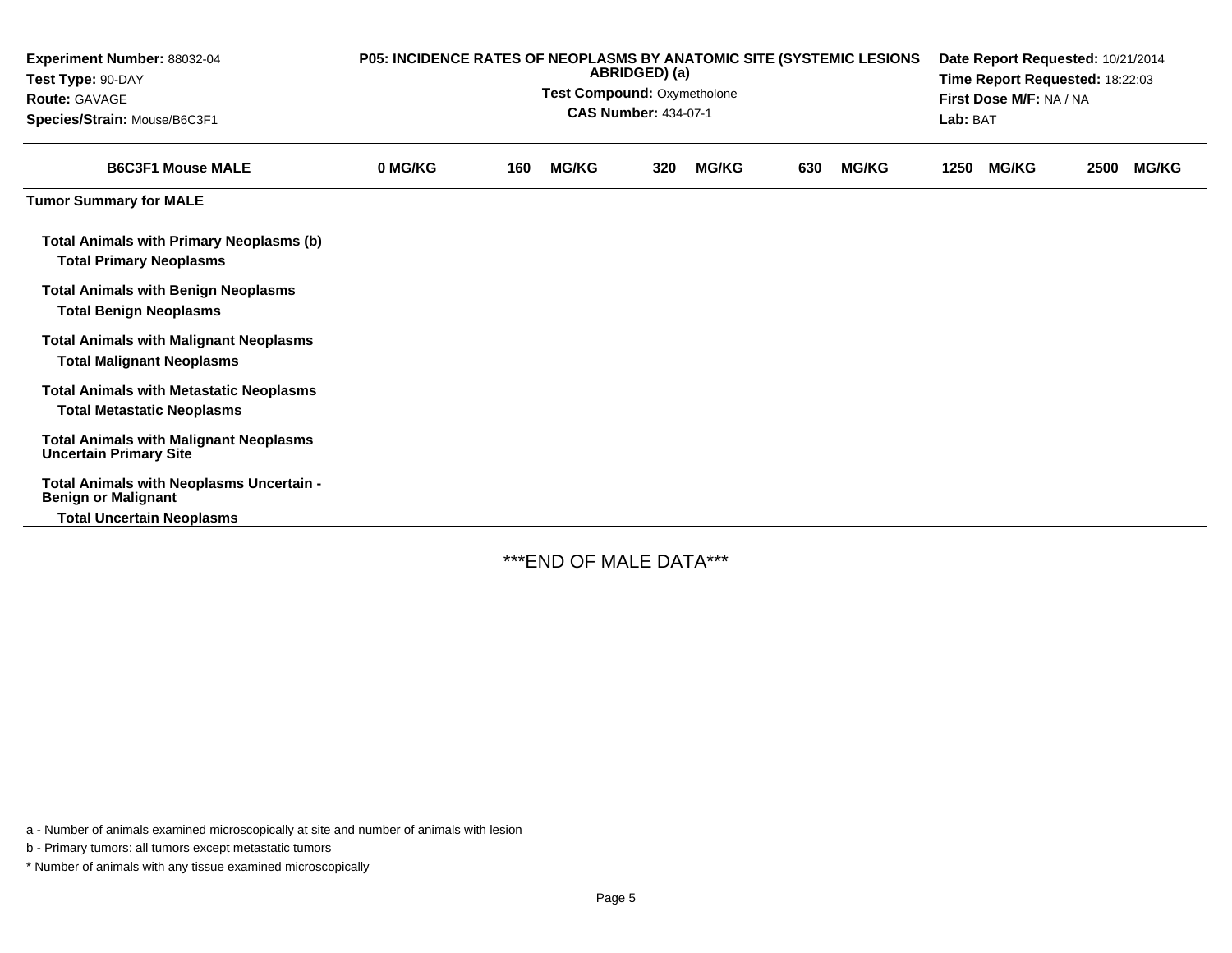**Experiment Number:** 88032-04
**Test Type:** 90-DAY
**Route:** GAVAGE
**Species/Strain:** Mouse/B6C3F1

**P05: INCIDENCE RATES OF NEOPLASMS BY ANATOMIC SITE (SYSTEMIC LESIONS ABRIDGED) (a)**
**Test Compound:** Oxymetholone
**CAS Number:** 434-07-1

**Date Report Requested:** 10/21/2014
**Time Report Requested:** 18:22:03
**First Dose M/F:** NA / NA
**Lab:** BAT

| B6C3F1 Mouse MALE | 0 MG/KG | 160 MG/KG | 320 MG/KG | 630 MG/KG | 1250 MG/KG | 2500 MG/KG |
|---|---|---|---|---|---|---|
| **Tumor Summary for MALE** | | | | | | |
| **Total Animals with Primary Neoplasms (b)** | | | | | | |
| **Total Primary Neoplasms** | | | | | | |
| **Total Animals with Benign Neoplasms** | | | | | | |
| **Total Benign Neoplasms** | | | | | | |
| **Total Animals with Malignant Neoplasms** | | | | | | |
| **Total Malignant Neoplasms** | | | | | | |
| **Total Animals with Metastatic Neoplasms** | | | | | | |
| **Total Metastatic Neoplasms** | | | | | | |
| **Total Animals with Malignant Neoplasms Uncertain Primary Site** | | | | | | |
| **Total Animals with Neoplasms Uncertain - Benign or Malignant** | | | | | | |
| **Total Uncertain Neoplasms** | | | | | | |

***END OF MALE DATA***

a - Number of animals examined microscopically at site and number of animals with lesion

b - Primary tumors: all tumors except metastatic tumors

* Number of animals with any tissue examined microscopically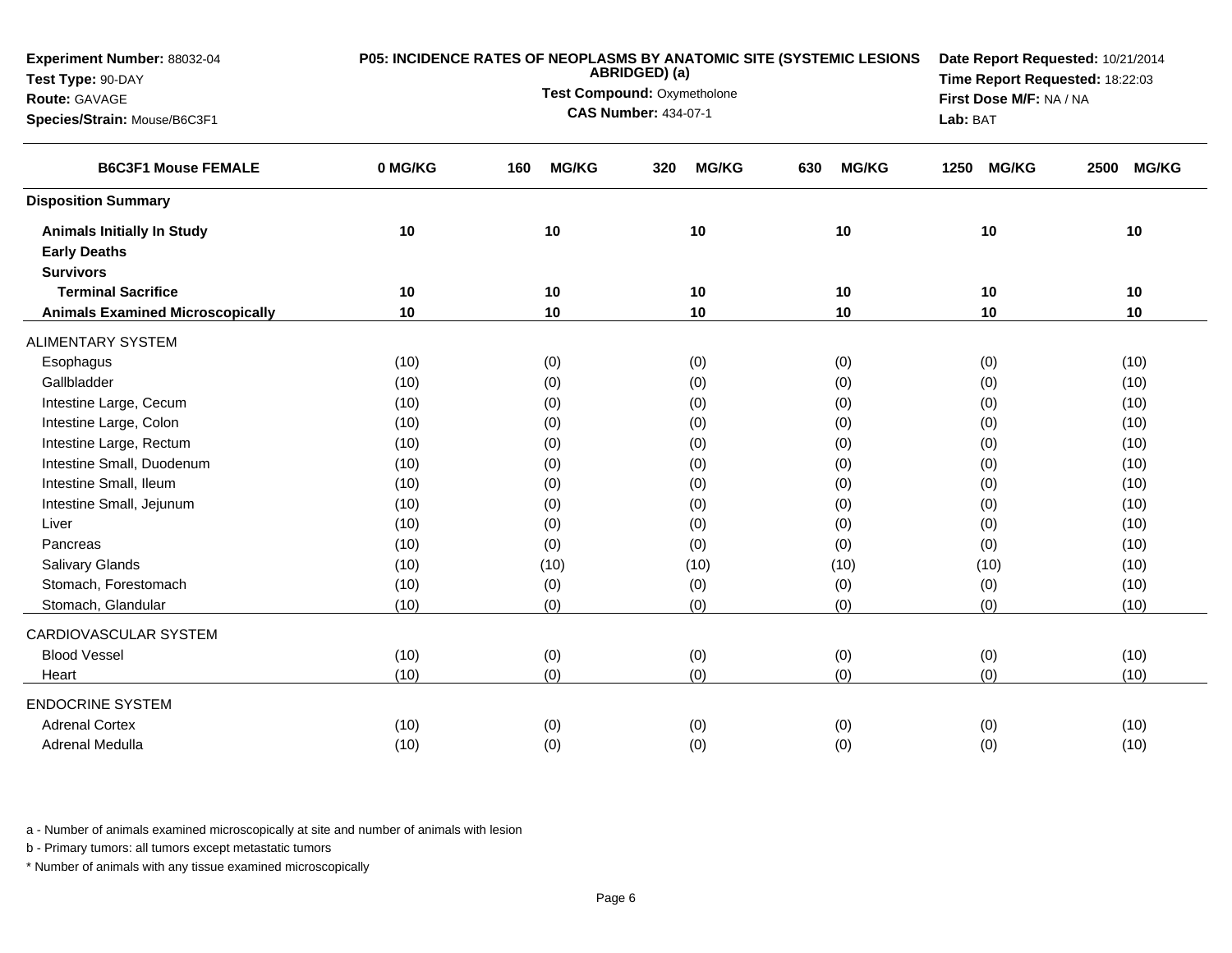**Experiment Number:** 88032-04
**Test Type:** 90-DAY
**Route:** GAVAGE
**Species/Strain:** Mouse/B6C3F1

**P05: INCIDENCE RATES OF NEOPLASMS BY ANATOMIC SITE (SYSTEMIC LESIONS ABRIDGED) (a)**
**Test Compound:** Oxymetholone
**CAS Number:** 434-07-1

**Date Report Requested:** 10/21/2014
**Time Report Requested:** 18:22:03
**First Dose M/F:** NA / NA
**Lab:** BAT

| B6C3F1 Mouse FEMALE | 0 MG/KG | 160 MG/KG | 320 MG/KG | 630 MG/KG | 1250 MG/KG | 2500 MG/KG |
|---|---|---|---|---|---|---|
| **Disposition Summary** | | | | | | |
| **Animals Initially In Study** | **10** | **10** | **10** | **10** | **10** | **10** |
| **Early Deaths** | | | | | | |
| **Survivors** | | | | | | |
| **Terminal Sacrifice** | **10** | **10** | **10** | **10** | **10** | **10** |
| **Animals Examined Microscopically** | **10** | **10** | **10** | **10** | **10** | **10** |
| ALIMENTARY SYSTEM | | | | | | |
| Esophagus | (10) | (0) | (0) | (0) | (0) | (10) |
| Gallbladder | (10) | (0) | (0) | (0) | (0) | (10) |
| Intestine Large, Cecum | (10) | (0) | (0) | (0) | (0) | (10) |
| Intestine Large, Colon | (10) | (0) | (0) | (0) | (0) | (10) |
| Intestine Large, Rectum | (10) | (0) | (0) | (0) | (0) | (10) |
| Intestine Small, Duodenum | (10) | (0) | (0) | (0) | (0) | (10) |
| Intestine Small, Ileum | (10) | (0) | (0) | (0) | (0) | (10) |
| Intestine Small, Jejunum | (10) | (0) | (0) | (0) | (0) | (10) |
| Liver | (10) | (0) | (0) | (0) | (0) | (10) |
| Pancreas | (10) | (0) | (0) | (0) | (0) | (10) |
| Salivary Glands | (10) | (10) | (10) | (10) | (10) | (10) |
| Stomach, Forestomach | (10) | (0) | (0) | (0) | (0) | (10) |
| Stomach, Glandular | (10) | (0) | (0) | (0) | (0) | (10) |
| CARDIOVASCULAR SYSTEM | | | | | | |
| Blood Vessel | (10) | (0) | (0) | (0) | (0) | (10) |
| Heart | (10) | (0) | (0) | (0) | (0) | (10) |
| ENDOCRINE SYSTEM | | | | | | |
| Adrenal Cortex | (10) | (0) | (0) | (0) | (0) | (10) |
| Adrenal Medulla | (10) | (0) | (0) | (0) | (0) | (10) |

a - Number of animals examined microscopically at site and number of animals with lesion

b - Primary tumors: all tumors except metastatic tumors

* Number of animals with any tissue examined microscopically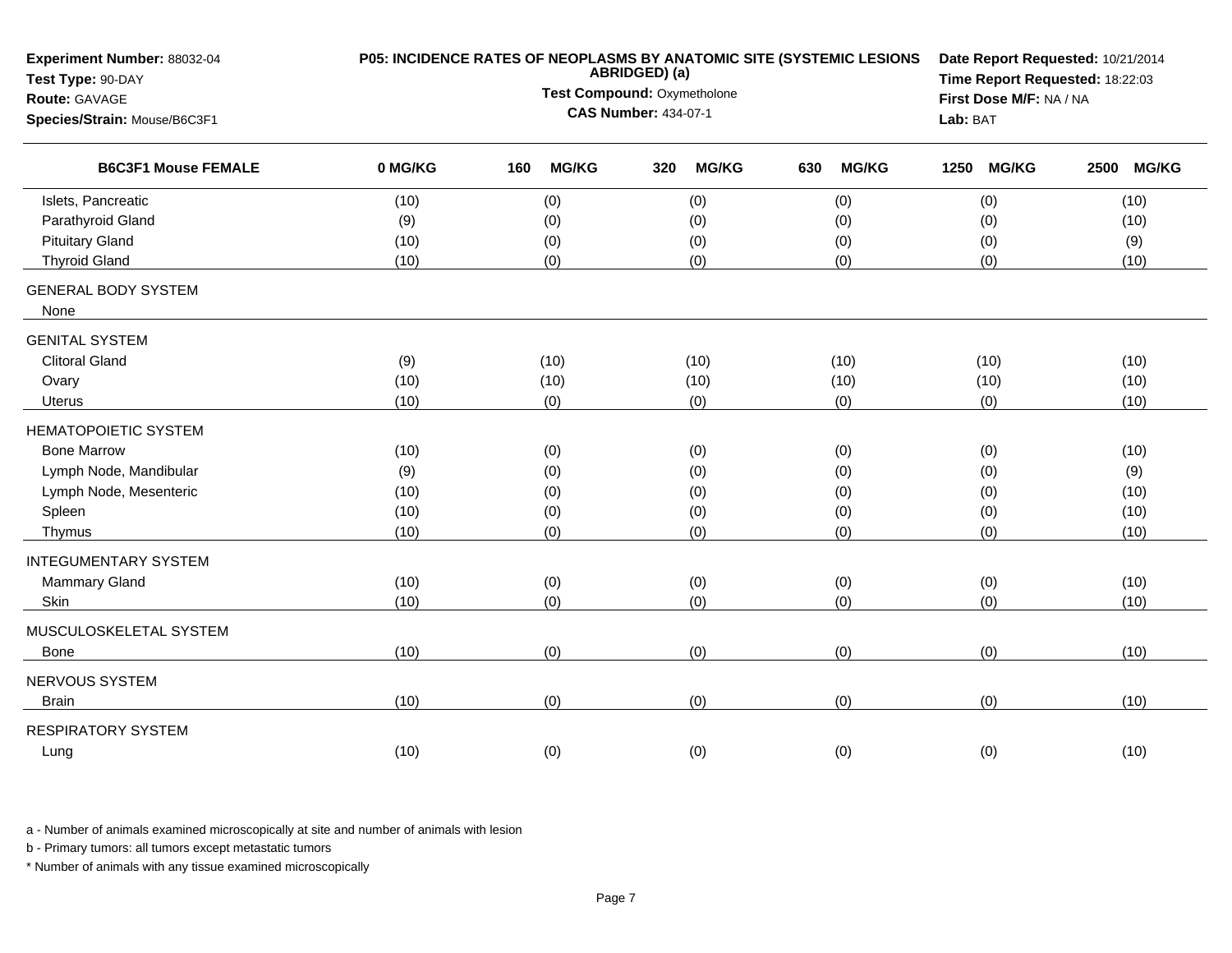**Experiment Number:** 88032-04
**Test Type:** 90-DAY
**Route:** GAVAGE
**Species/Strain:** Mouse/B6C3F1

**P05: INCIDENCE RATES OF NEOPLASMS BY ANATOMIC SITE (SYSTEMIC LESIONS ABRIDGED) (a)**
**Test Compound:** Oxymetholone
**CAS Number:** 434-07-1

**Date Report Requested:** 10/21/2014
**Time Report Requested:** 18:22:03
**First Dose M/F:** NA / NA
**Lab:** BAT

| B6C3F1 Mouse FEMALE | 0 MG/KG | 160 MG/KG | 320 MG/KG | 630 MG/KG | 1250 MG/KG | 2500 MG/KG |
|---|---|---|---|---|---|---|
| Islets, Pancreatic | (10) | (0) | (0) | (0) | (0) | (10) |
| Parathyroid Gland | (9) | (0) | (0) | (0) | (0) | (10) |
| Pituitary Gland | (10) | (0) | (0) | (0) | (0) | (9) |
| Thyroid Gland | (10) | (0) | (0) | (0) | (0) | (10) |
| GENERAL BODY SYSTEM | | | | | | |
| None | | | | | | |
| GENITAL SYSTEM | | | | | | |
| Clitoral Gland | (9) | (10) | (10) | (10) | (10) | (10) |
| Ovary | (10) | (10) | (10) | (10) | (10) | (10) |
| Uterus | (10) | (0) | (0) | (0) | (0) | (10) |
| HEMATOPOIETIC SYSTEM | | | | | | |
| Bone Marrow | (10) | (0) | (0) | (0) | (0) | (10) |
| Lymph Node, Mandibular | (9) | (0) | (0) | (0) | (0) | (9) |
| Lymph Node, Mesenteric | (10) | (0) | (0) | (0) | (0) | (10) |
| Spleen | (10) | (0) | (0) | (0) | (0) | (10) |
| Thymus | (10) | (0) | (0) | (0) | (0) | (10) |
| INTEGUMENTARY SYSTEM | | | | | | |
| Mammary Gland | (10) | (0) | (0) | (0) | (0) | (10) |
| Skin | (10) | (0) | (0) | (0) | (0) | (10) |
| MUSCULOSKELETAL SYSTEM | | | | | | |
| Bone | (10) | (0) | (0) | (0) | (0) | (10) |
| NERVOUS SYSTEM | | | | | | |
| Brain | (10) | (0) | (0) | (0) | (0) | (10) |
| RESPIRATORY SYSTEM | | | | | | |
| Lung | (10) | (0) | (0) | (0) | (0) | (10) |

a - Number of animals examined microscopically at site and number of animals with lesion

b - Primary tumors: all tumors except metastatic tumors

\* Number of animals with any tissue examined microscopically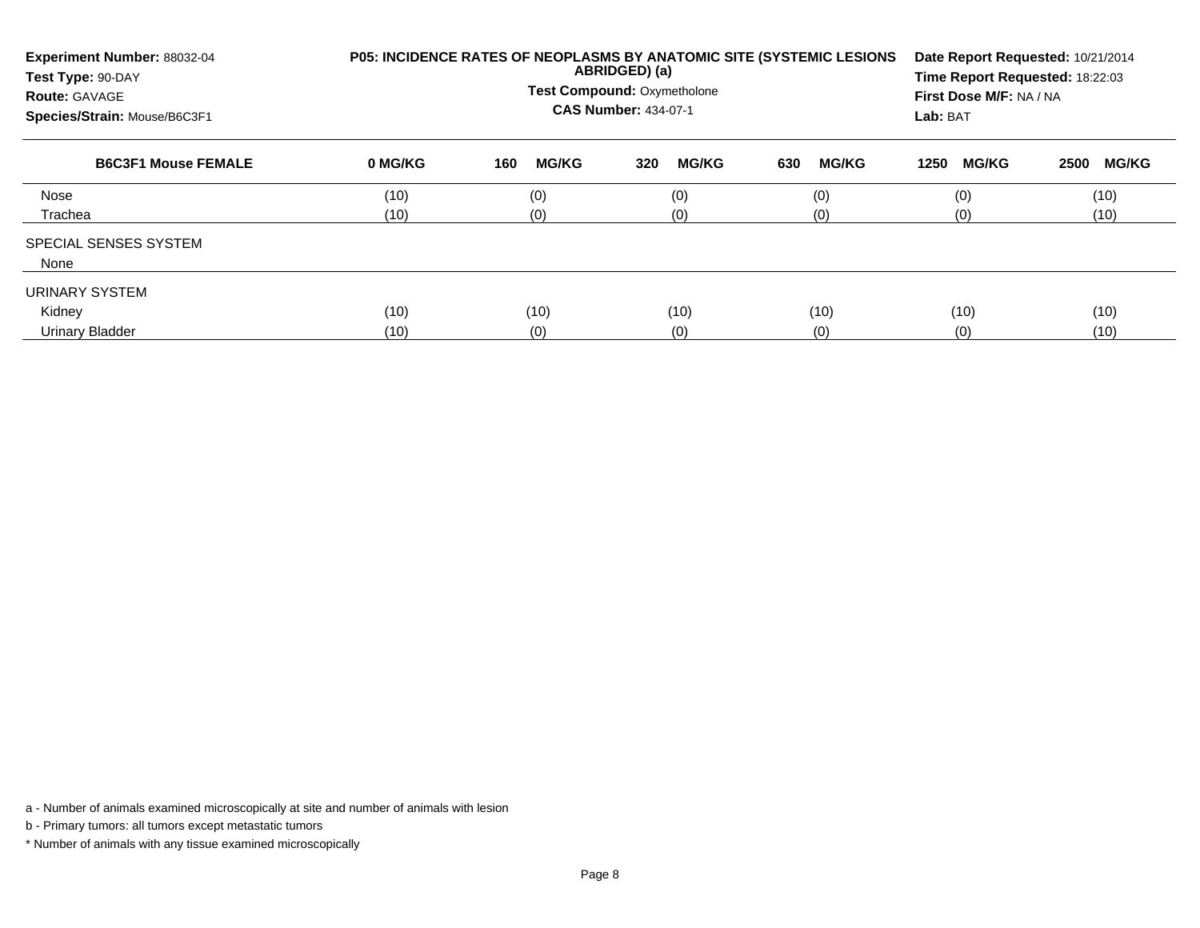**Experiment Number:** 88032-04
**Test Type:** 90-DAY
**Route:** GAVAGE
**Species/Strain:** Mouse/B6C3F1

**P05: INCIDENCE RATES OF NEOPLASMS BY ANATOMIC SITE (SYSTEMIC LESIONS ABRIDGED) (a)**
**Test Compound:** Oxymetholone
**CAS Number:** 434-07-1

**Date Report Requested:** 10/21/2014
**Time Report Requested:** 18:22:03
**First Dose M/F:** NA / NA
**Lab:** BAT

| B6C3F1 Mouse FEMALE | 0 MG/KG | 160 MG/KG | 320 MG/KG | 630 MG/KG | 1250 MG/KG | 2500 MG/KG |
|---|---|---|---|---|---|---|
| Nose | (10) | (0) | (0) | (0) | (0) | (10) |
| Trachea | (10) | (0) | (0) | (0) | (0) | (10) |
| SPECIAL SENSES SYSTEM | | | | | | |
| None | | | | | | |
| URINARY SYSTEM | | | | | | |
| Kidney | (10) | (10) | (10) | (10) | (10) | (10) |
| Urinary Bladder | (10) | (0) | (0) | (0) | (0) | (10) |

a - Number of animals examined microscopically at site and number of animals with lesion

b - Primary tumors: all tumors except metastatic tumors

* Number of animals with any tissue examined microscopically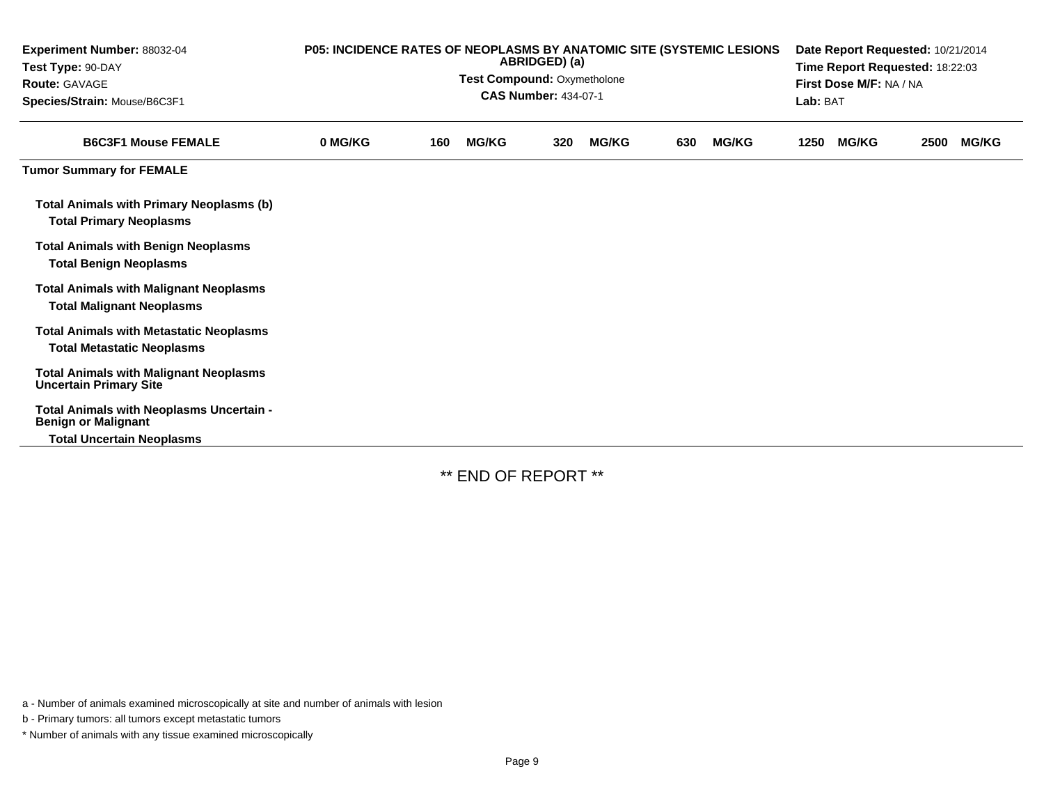**Experiment Number:** 88032-04
**Test Type:** 90-DAY
**Route:** GAVAGE
**Species/Strain:** Mouse/B6C3F1

**P05: INCIDENCE RATES OF NEOPLASMS BY ANATOMIC SITE (SYSTEMIC LESIONS ABRIDGED) (a)**
**Test Compound:** Oxymetholone
**CAS Number:** 434-07-1

**Date Report Requested:** 10/21/2014
**Time Report Requested:** 18:22:03
**First Dose M/F:** NA / NA
**Lab:** BAT

| B6C3F1 Mouse FEMALE | 0 MG/KG | 160 MG/KG | 320 MG/KG | 630 MG/KG | 1250 MG/KG | 2500 MG/KG |
|---|---|---|---|---|---|---|
| **Tumor Summary for FEMALE** | | | | | | |
| **Total Animals with Primary Neoplasms (b)** | | | | | | |
| **Total Primary Neoplasms** | | | | | | |
| **Total Animals with Benign Neoplasms** | | | | | | |
| **Total Benign Neoplasms** | | | | | | |
| **Total Animals with Malignant Neoplasms** | | | | | | |
| **Total Malignant Neoplasms** | | | | | | |
| **Total Animals with Metastatic Neoplasms** | | | | | | |
| **Total Metastatic Neoplasms** | | | | | | |
| **Total Animals with Malignant Neoplasms Uncertain Primary Site** | | | | | | |
| **Total Animals with Neoplasms Uncertain - Benign or Malignant** | | | | | | |
| **Total Uncertain Neoplasms** | | | | | | |

** END OF REPORT **

a - Number of animals examined microscopically at site and number of animals with lesion

b - Primary tumors: all tumors except metastatic tumors

* Number of animals with any tissue examined microscopically